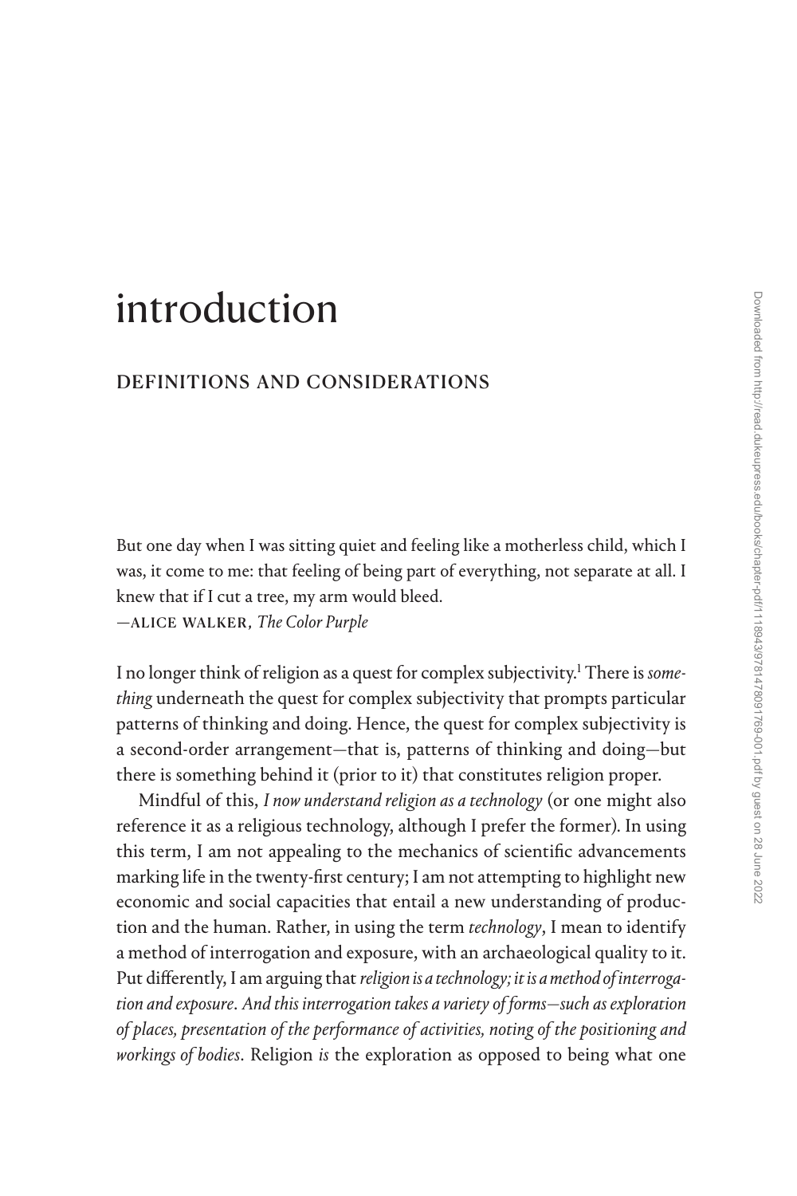# introduction

## DEFINITIONS AND CONSIDERATIONS

But one day when I was sitting quiet and feeling like a motherless child, which I was, it come to me: that feeling of being part of everything, not separate at all. I knew that if I cut a tree, my arm would bleed.
—ALICE WALKER, *The Color Purple*

I no longer think of religion as a quest for complex subjectivity.[1] There is *something* underneath the quest for complex subjectivity that prompts particular patterns of thinking and doing. Hence, the quest for complex subjectivity is a second-order arrangement—that is, patterns of thinking and doing—but there is something behind it (prior to it) that constitutes religion proper.

Mindful of this, *I now understand religion as a technology* (or one might also reference it as a religious technology, although I prefer the former). In using this term, I am not appealing to the mechanics of scientific advancements marking life in the twenty-first century; I am not attempting to highlight new economic and social capacities that entail a new understanding of production and the human. Rather, in using the term *technology*, I mean to identify a method of interrogation and exposure, with an archaeological quality to it. Put differently, I am arguing that *religion is a technology; it is a method of interrogation and exposure*. *And this interrogation takes a variety of forms—such as exploration of places, presentation of the performance of activities, noting of the positioning and workings of bodies*. Religion *is* the exploration as opposed to being what one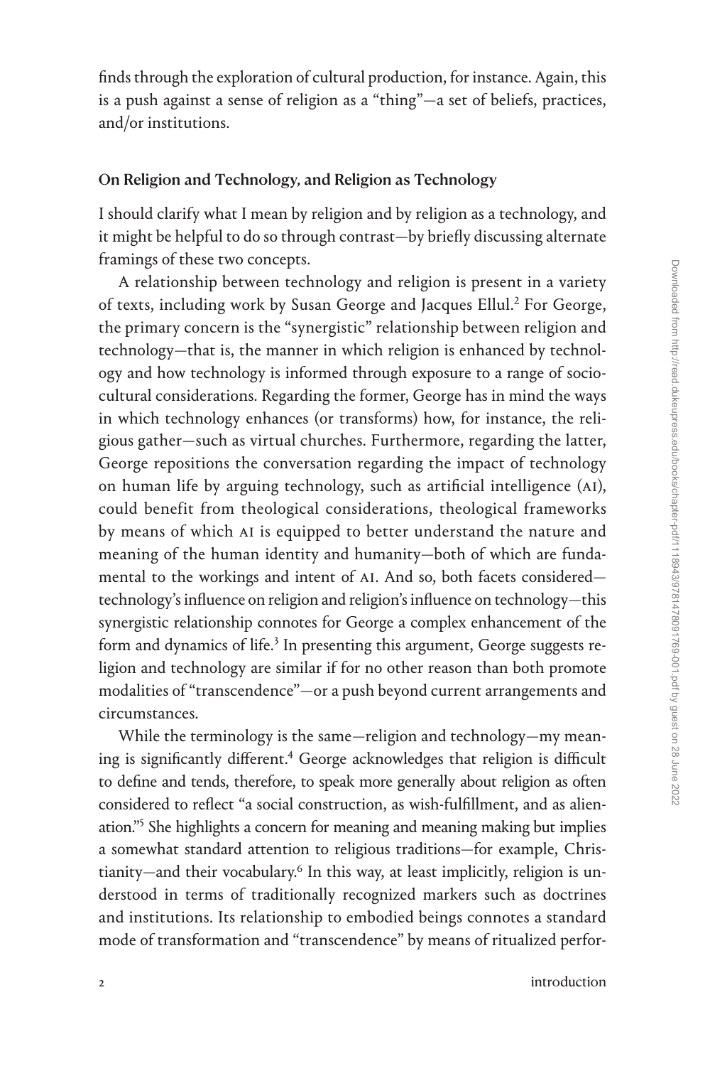finds through the exploration of cultural production, for instance. Again, this is a push against a sense of religion as a "thing"—a set of beliefs, practices, and/or institutions.

### On Religion and Technology, and Religion as Technology

I should clarify what I mean by religion and by religion as a technology, and it might be helpful to do so through contrast—by briefly discussing alternate framings of these two concepts.

A relationship between technology and religion is present in a variety of texts, including work by Susan George and Jacques Ellul.[2] For George, the primary concern is the "synergistic" relationship between religion and technology—that is, the manner in which religion is enhanced by technology and how technology is informed through exposure to a range of sociocultural considerations. Regarding the former, George has in mind the ways in which technology enhances (or transforms) how, for instance, the religious gather—such as virtual churches. Furthermore, regarding the latter, George repositions the conversation regarding the impact of technology on human life by arguing technology, such as artificial intelligence (AI), could benefit from theological considerations, theological frameworks by means of which AI is equipped to better understand the nature and meaning of the human identity and humanity—both of which are fundamental to the workings and intent of AI. And so, both facets considered—technology's influence on religion and religion's influence on technology—this synergistic relationship connotes for George a complex enhancement of the form and dynamics of life.[3] In presenting this argument, George suggests religion and technology are similar if for no other reason than both promote modalities of "transcendence"—or a push beyond current arrangements and circumstances.

While the terminology is the same—religion and technology—my meaning is significantly different.[4] George acknowledges that religion is difficult to define and tends, therefore, to speak more generally about religion as often considered to reflect "a social construction, as wish-fulfillment, and as alienation."[5] She highlights a concern for meaning and meaning making but implies a somewhat standard attention to religious traditions—for example, Christianity—and their vocabulary.[6] In this way, at least implicitly, religion is understood in terms of traditionally recognized markers such as doctrines and institutions. Its relationship to embodied beings connotes a standard mode of transformation and "transcendence" by means of ritualized perfor-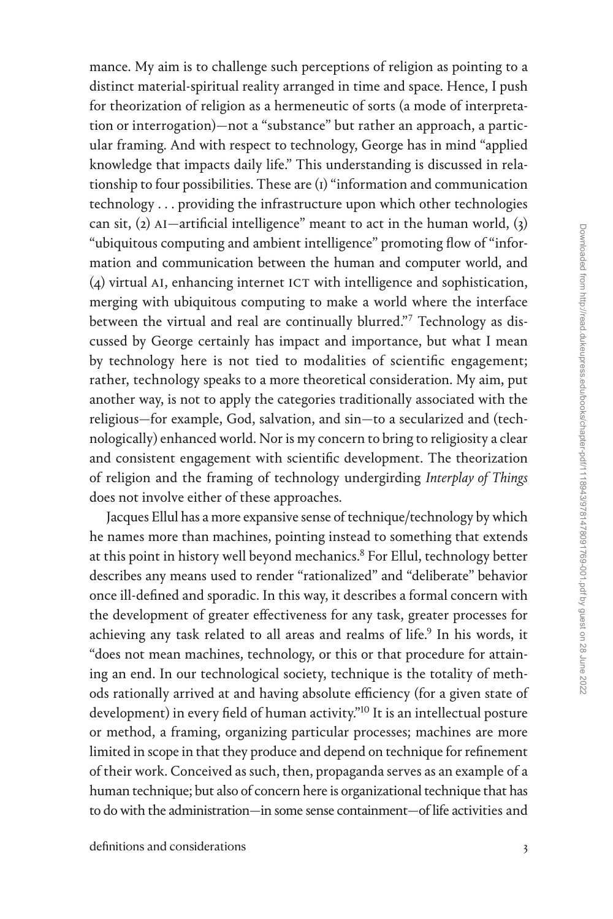mance. My aim is to challenge such perceptions of religion as pointing to a distinct material-spiritual reality arranged in time and space. Hence, I push for theorization of religion as a hermeneutic of sorts (a mode of interpretation or interrogation)—not a "substance" but rather an approach, a particular framing. And with respect to technology, George has in mind "applied knowledge that impacts daily life." This understanding is discussed in relationship to four possibilities. These are (1) "information and communication technology . . . providing the infrastructure upon which other technologies can sit, (2) AI—artificial intelligence" meant to act in the human world, (3) "ubiquitous computing and ambient intelligence" promoting flow of "information and communication between the human and computer world, and (4) virtual AI, enhancing internet ICT with intelligence and sophistication, merging with ubiquitous computing to make a world where the interface between the virtual and real are continually blurred."[7] Technology as discussed by George certainly has impact and importance, but what I mean by technology here is not tied to modalities of scientific engagement; rather, technology speaks to a more theoretical consideration. My aim, put another way, is not to apply the categories traditionally associated with the religious—for example, God, salvation, and sin—to a secularized and (technologically) enhanced world. Nor is my concern to bring to religiosity a clear and consistent engagement with scientific development. The theorization of religion and the framing of technology undergirding *Interplay of Things* does not involve either of these approaches.

Jacques Ellul has a more expansive sense of technique/technology by which he names more than machines, pointing instead to something that extends at this point in history well beyond mechanics.[8] For Ellul, technology better describes any means used to render "rationalized" and "deliberate" behavior once ill-defined and sporadic. In this way, it describes a formal concern with the development of greater effectiveness for any task, greater processes for achieving any task related to all areas and realms of life.[9] In his words, it "does not mean machines, technology, or this or that procedure for attaining an end. In our technological society, technique is the totality of methods rationally arrived at and having absolute efficiency (for a given state of development) in every field of human activity."[10] It is an intellectual posture or method, a framing, organizing particular processes; machines are more limited in scope in that they produce and depend on technique for refinement of their work. Conceived as such, then, propaganda serves as an example of a human technique; but also of concern here is organizational technique that has to do with the administration—in some sense containment—of life activities and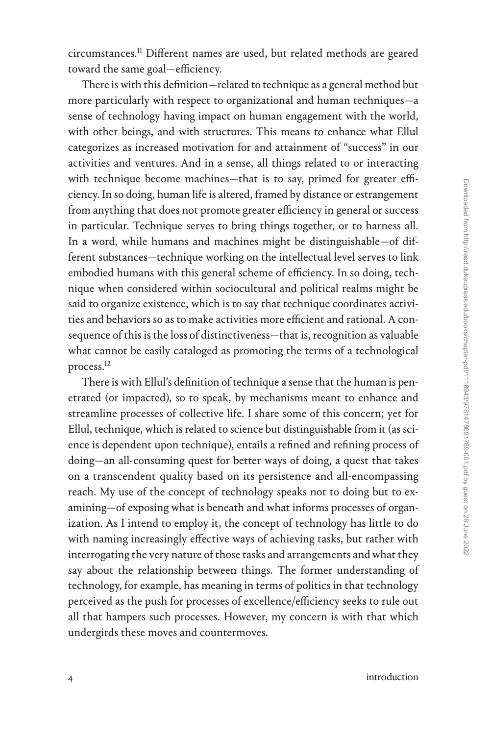circumstances.[11] Different names are used, but related methods are geared toward the same goal—efficiency.

There is with this definition—related to technique as a general method but more particularly with respect to organizational and human techniques—a sense of technology having impact on human engagement with the world, with other beings, and with structures. This means to enhance what Ellul categorizes as increased motivation for and attainment of "success" in our activities and ventures. And in a sense, all things related to or interacting with technique become machines—that is to say, primed for greater efficiency. In so doing, human life is altered, framed by distance or estrangement from anything that does not promote greater efficiency in general or success in particular. Technique serves to bring things together, or to harness all. In a word, while humans and machines might be distinguishable—of different substances—technique working on the intellectual level serves to link embodied humans with this general scheme of efficiency. In so doing, technique when considered within sociocultural and political realms might be said to organize existence, which is to say that technique coordinates activities and behaviors so as to make activities more efficient and rational. A consequence of this is the loss of distinctiveness—that is, recognition as valuable what cannot be easily cataloged as promoting the terms of a technological process.[12]

There is with Ellul's definition of technique a sense that the human is penetrated (or impacted), so to speak, by mechanisms meant to enhance and streamline processes of collective life. I share some of this concern; yet for Ellul, technique, which is related to science but distinguishable from it (as science is dependent upon technique), entails a refined and refining process of doing—an all-consuming quest for better ways of doing, a quest that takes on a transcendent quality based on its persistence and all-encompassing reach. My use of the concept of technology speaks not to doing but to examining—of exposing what is beneath and what informs processes of organization. As I intend to employ it, the concept of technology has little to do with naming increasingly effective ways of achieving tasks, but rather with interrogating the very nature of those tasks and arrangements and what they say about the relationship between things. The former understanding of technology, for example, has meaning in terms of politics in that technology perceived as the push for processes of excellence/efficiency seeks to rule out all that hampers such processes. However, my concern is with that which undergirds these moves and countermoves.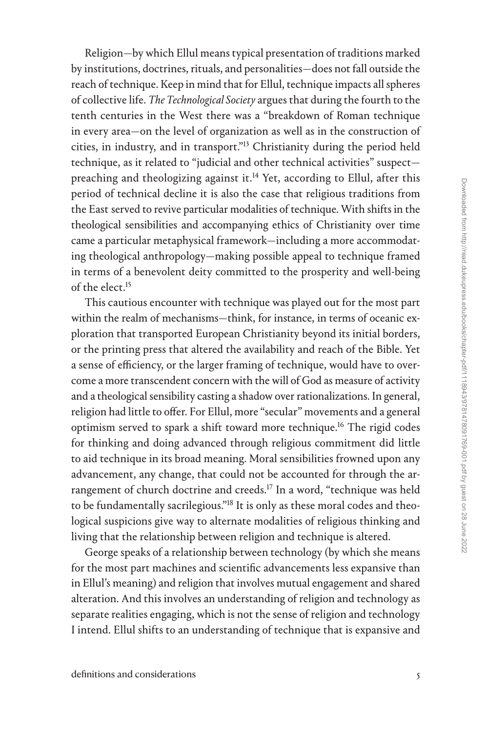Religion—by which Ellul means typical presentation of traditions marked by institutions, doctrines, rituals, and personalities—does not fall outside the reach of technique. Keep in mind that for Ellul, technique impacts all spheres of collective life. *The Technological Society* argues that during the fourth to the tenth centuries in the West there was a "breakdown of Roman technique in every area—on the level of organization as well as in the construction of cities, in industry, and in transport."[13] Christianity during the period held technique, as it related to "judicial and other technical activities" suspect—preaching and theologizing against it.[14] Yet, according to Ellul, after this period of technical decline it is also the case that religious traditions from the East served to revive particular modalities of technique. With shifts in the theological sensibilities and accompanying ethics of Christianity over time came a particular metaphysical framework—including a more accommodating theological anthropology—making possible appeal to technique framed in terms of a benevolent deity committed to the prosperity and well-being of the elect.[15]

This cautious encounter with technique was played out for the most part within the realm of mechanisms—think, for instance, in terms of oceanic exploration that transported European Christianity beyond its initial borders, or the printing press that altered the availability and reach of the Bible. Yet a sense of efficiency, or the larger framing of technique, would have to overcome a more transcendent concern with the will of God as measure of activity and a theological sensibility casting a shadow over rationalizations. In general, religion had little to offer. For Ellul, more "secular" movements and a general optimism served to spark a shift toward more technique.[16] The rigid codes for thinking and doing advanced through religious commitment did little to aid technique in its broad meaning. Moral sensibilities frowned upon any advancement, any change, that could not be accounted for through the arrangement of church doctrine and creeds.[17] In a word, "technique was held to be fundamentally sacrilegious."[18] It is only as these moral codes and theological suspicions give way to alternate modalities of religious thinking and living that the relationship between religion and technique is altered.

George speaks of a relationship between technology (by which she means for the most part machines and scientific advancements less expansive than in Ellul's meaning) and religion that involves mutual engagement and shared alteration. And this involves an understanding of religion and technology as separate realities engaging, which is not the sense of religion and technology I intend. Ellul shifts to an understanding of technique that is expansive and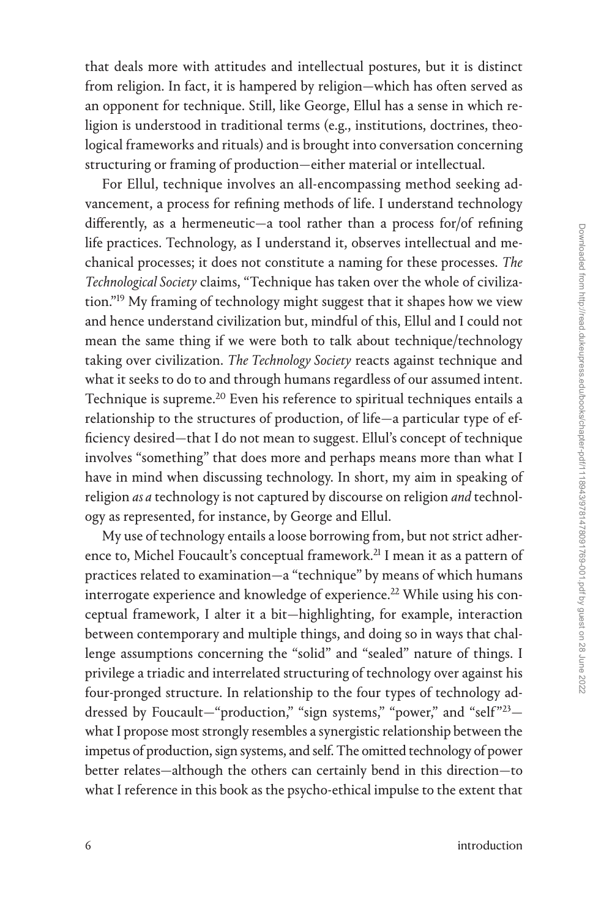that deals more with attitudes and intellectual postures, but it is distinct from religion. In fact, it is hampered by religion—which has often served as an opponent for technique. Still, like George, Ellul has a sense in which religion is understood in traditional terms (e.g., institutions, doctrines, theological frameworks and rituals) and is brought into conversation concerning structuring or framing of production—either material or intellectual.

For Ellul, technique involves an all-encompassing method seeking advancement, a process for refining methods of life. I understand technology differently, as a hermeneutic—a tool rather than a process for/of refining life practices. Technology, as I understand it, observes intellectual and mechanical processes; it does not constitute a naming for these processes. *The Technological Society* claims, "Technique has taken over the whole of civilization."[19] My framing of technology might suggest that it shapes how we view and hence understand civilization but, mindful of this, Ellul and I could not mean the same thing if we were both to talk about technique/technology taking over civilization. *The Technology Society* reacts against technique and what it seeks to do to and through humans regardless of our assumed intent. Technique is supreme.[20] Even his reference to spiritual techniques entails a relationship to the structures of production, of life—a particular type of efficiency desired—that I do not mean to suggest. Ellul's concept of technique involves "something" that does more and perhaps means more than what I have in mind when discussing technology. In short, my aim in speaking of religion *as a* technology is not captured by discourse on religion *and* technology as represented, for instance, by George and Ellul.

My use of technology entails a loose borrowing from, but not strict adherence to, Michel Foucault's conceptual framework.[21] I mean it as a pattern of practices related to examination—a "technique" by means of which humans interrogate experience and knowledge of experience.[22] While using his conceptual framework, I alter it a bit—highlighting, for example, interaction between contemporary and multiple things, and doing so in ways that challenge assumptions concerning the "solid" and "sealed" nature of things. I privilege a triadic and interrelated structuring of technology over against his four-pronged structure. In relationship to the four types of technology addressed by Foucault—"production," "sign systems," "power," and "self"[23]—what I propose most strongly resembles a synergistic relationship between the impetus of production, sign systems, and self. The omitted technology of power better relates—although the others can certainly bend in this direction—to what I reference in this book as the psycho-ethical impulse to the extent that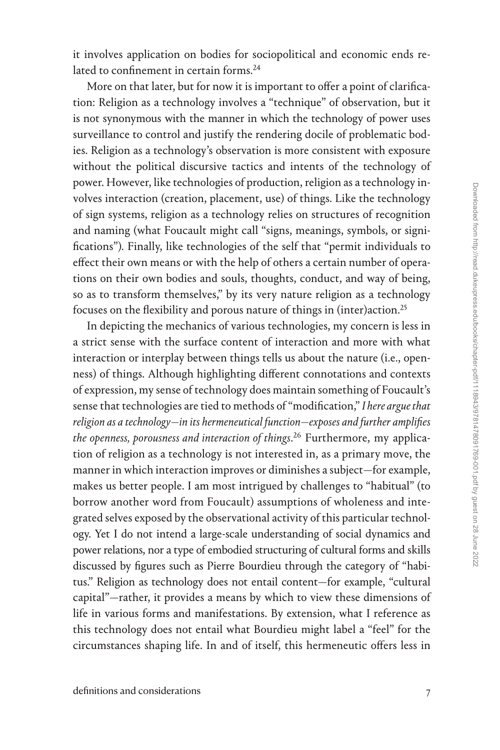it involves application on bodies for sociopolitical and economic ends related to confinement in certain forms.[24]

More on that later, but for now it is important to offer a point of clarification: Religion as a technology involves a "technique" of observation, but it is not synonymous with the manner in which the technology of power uses surveillance to control and justify the rendering docile of problematic bodies. Religion as a technology's observation is more consistent with exposure without the political discursive tactics and intents of the technology of power. However, like technologies of production, religion as a technology involves interaction (creation, placement, use) of things. Like the technology of sign systems, religion as a technology relies on structures of recognition and naming (what Foucault might call "signs, meanings, symbols, or significations"). Finally, like technologies of the self that "permit individuals to effect their own means or with the help of others a certain number of operations on their own bodies and souls, thoughts, conduct, and way of being, so as to transform themselves," by its very nature religion as a technology focuses on the flexibility and porous nature of things in (inter)action.[25]

In depicting the mechanics of various technologies, my concern is less in a strict sense with the surface content of interaction and more with what interaction or interplay between things tells us about the nature (i.e., openness) of things. Although highlighting different connotations and contexts of expression, my sense of technology does maintain something of Foucault's sense that technologies are tied to methods of "modification," *I here argue that religion as a technology—in its hermeneutical function—exposes and further amplifies the openness, porousness and interaction of things*.[26] Furthermore, my application of religion as a technology is not interested in, as a primary move, the manner in which interaction improves or diminishes a subject—for example, makes us better people. I am most intrigued by challenges to "habitual" (to borrow another word from Foucault) assumptions of wholeness and integrated selves exposed by the observational activity of this particular technology. Yet I do not intend a large-scale understanding of social dynamics and power relations, nor a type of embodied structuring of cultural forms and skills discussed by figures such as Pierre Bourdieu through the category of "habitus." Religion as technology does not entail content—for example, "cultural capital"—rather, it provides a means by which to view these dimensions of life in various forms and manifestations. By extension, what I reference as this technology does not entail what Bourdieu might label a "feel" for the circumstances shaping life. In and of itself, this hermeneutic offers less in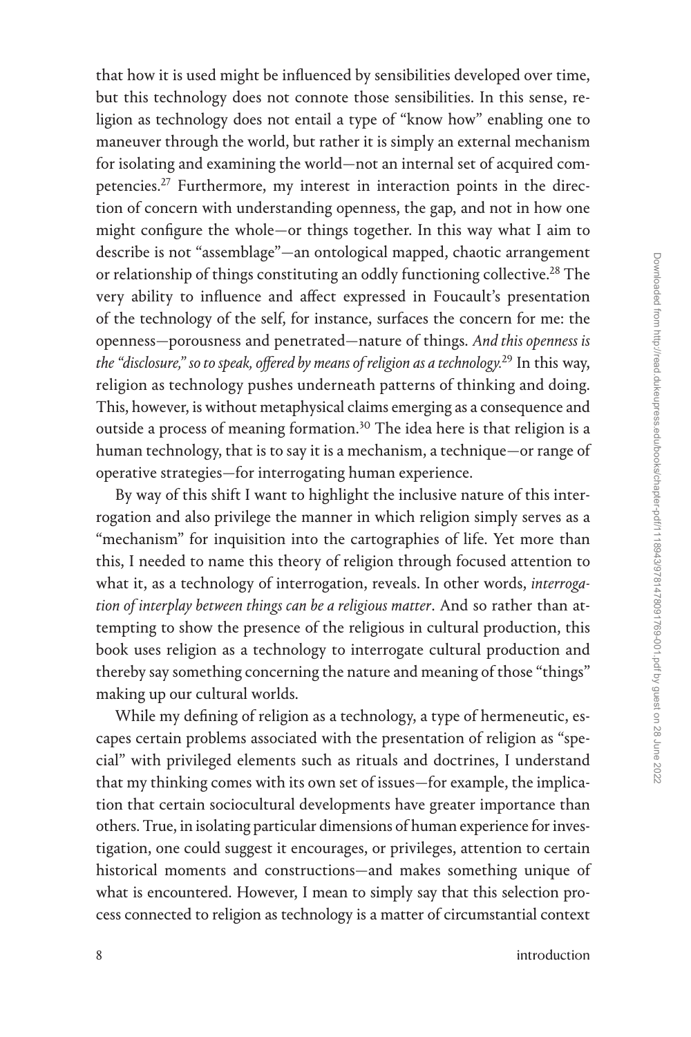that how it is used might be influenced by sensibilities developed over time, but this technology does not connote those sensibilities. In this sense, religion as technology does not entail a type of "know how" enabling one to maneuver through the world, but rather it is simply an external mechanism for isolating and examining the world—not an internal set of acquired competencies.[27] Furthermore, my interest in interaction points in the direction of concern with understanding openness, the gap, and not in how one might configure the whole—or things together. In this way what I aim to describe is not "assemblage"—an ontological mapped, chaotic arrangement or relationship of things constituting an oddly functioning collective.[28] The very ability to influence and affect expressed in Foucault's presentation of the technology of the self, for instance, surfaces the concern for me: the openness—porousness and penetrated—nature of things. *And this openness is the "disclosure," so to speak, offered by means of religion as a technology.*[29] In this way, religion as technology pushes underneath patterns of thinking and doing. This, however, is without metaphysical claims emerging as a consequence and outside a process of meaning formation.[30] The idea here is that religion is a human technology, that is to say it is a mechanism, a technique—or range of operative strategies—for interrogating human experience.

By way of this shift I want to highlight the inclusive nature of this interrogation and also privilege the manner in which religion simply serves as a "mechanism" for inquisition into the cartographies of life. Yet more than this, I needed to name this theory of religion through focused attention to what it, as a technology of interrogation, reveals. In other words, *interrogation of interplay between things can be a religious matter*. And so rather than attempting to show the presence of the religious in cultural production, this book uses religion as a technology to interrogate cultural production and thereby say something concerning the nature and meaning of those "things" making up our cultural worlds.

While my defining of religion as a technology, a type of hermeneutic, escapes certain problems associated with the presentation of religion as "special" with privileged elements such as rituals and doctrines, I understand that my thinking comes with its own set of issues—for example, the implication that certain sociocultural developments have greater importance than others. True, in isolating particular dimensions of human experience for investigation, one could suggest it encourages, or privileges, attention to certain historical moments and constructions—and makes something unique of what is encountered. However, I mean to simply say that this selection process connected to religion as technology is a matter of circumstantial context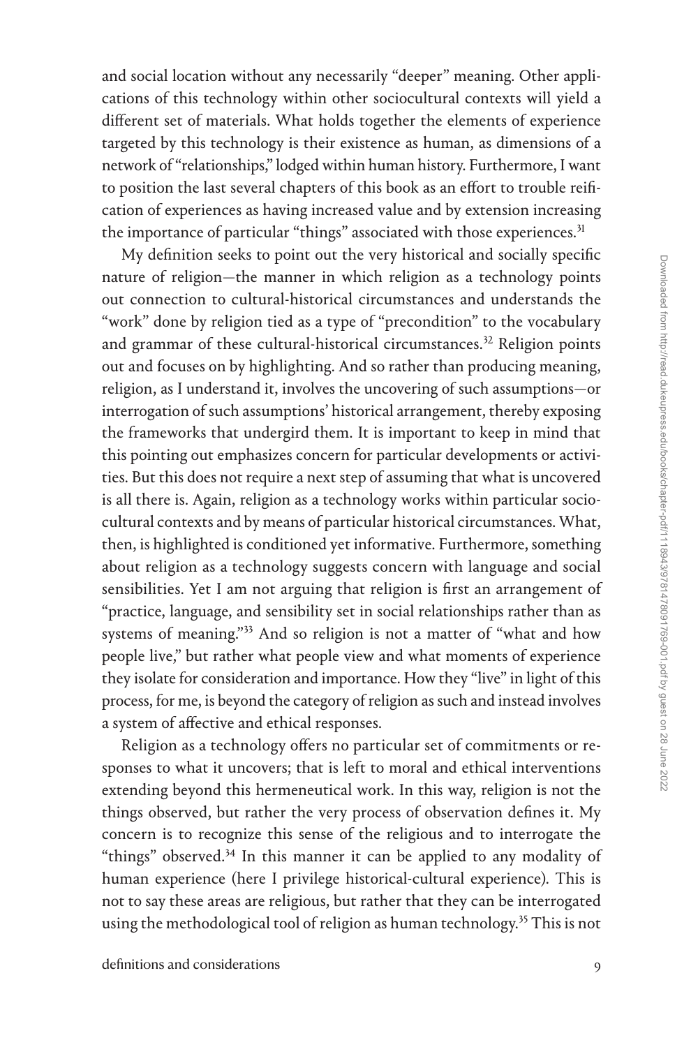and social location without any necessarily "deeper" meaning. Other applications of this technology within other sociocultural contexts will yield a different set of materials. What holds together the elements of experience targeted by this technology is their existence as human, as dimensions of a network of "relationships," lodged within human history. Furthermore, I want to position the last several chapters of this book as an effort to trouble reification of experiences as having increased value and by extension increasing the importance of particular "things" associated with those experiences.[31]

My definition seeks to point out the very historical and socially specific nature of religion—the manner in which religion as a technology points out connection to cultural-historical circumstances and understands the "work" done by religion tied as a type of "precondition" to the vocabulary and grammar of these cultural-historical circumstances.[32] Religion points out and focuses on by highlighting. And so rather than producing meaning, religion, as I understand it, involves the uncovering of such assumptions—or interrogation of such assumptions' historical arrangement, thereby exposing the frameworks that undergird them. It is important to keep in mind that this pointing out emphasizes concern for particular developments or activities. But this does not require a next step of assuming that what is uncovered is all there is. Again, religion as a technology works within particular sociocultural contexts and by means of particular historical circumstances. What, then, is highlighted is conditioned yet informative. Furthermore, something about religion as a technology suggests concern with language and social sensibilities. Yet I am not arguing that religion is first an arrangement of "practice, language, and sensibility set in social relationships rather than as systems of meaning."[33] And so religion is not a matter of "what and how people live," but rather what people view and what moments of experience they isolate for consideration and importance. How they "live" in light of this process, for me, is beyond the category of religion as such and instead involves a system of affective and ethical responses.

Religion as a technology offers no particular set of commitments or responses to what it uncovers; that is left to moral and ethical interventions extending beyond this hermeneutical work. In this way, religion is not the things observed, but rather the very process of observation defines it. My concern is to recognize this sense of the religious and to interrogate the "things" observed.[34] In this manner it can be applied to any modality of human experience (here I privilege historical-cultural experience). This is not to say these areas are religious, but rather that they can be interrogated using the methodological tool of religion as human technology.[35] This is not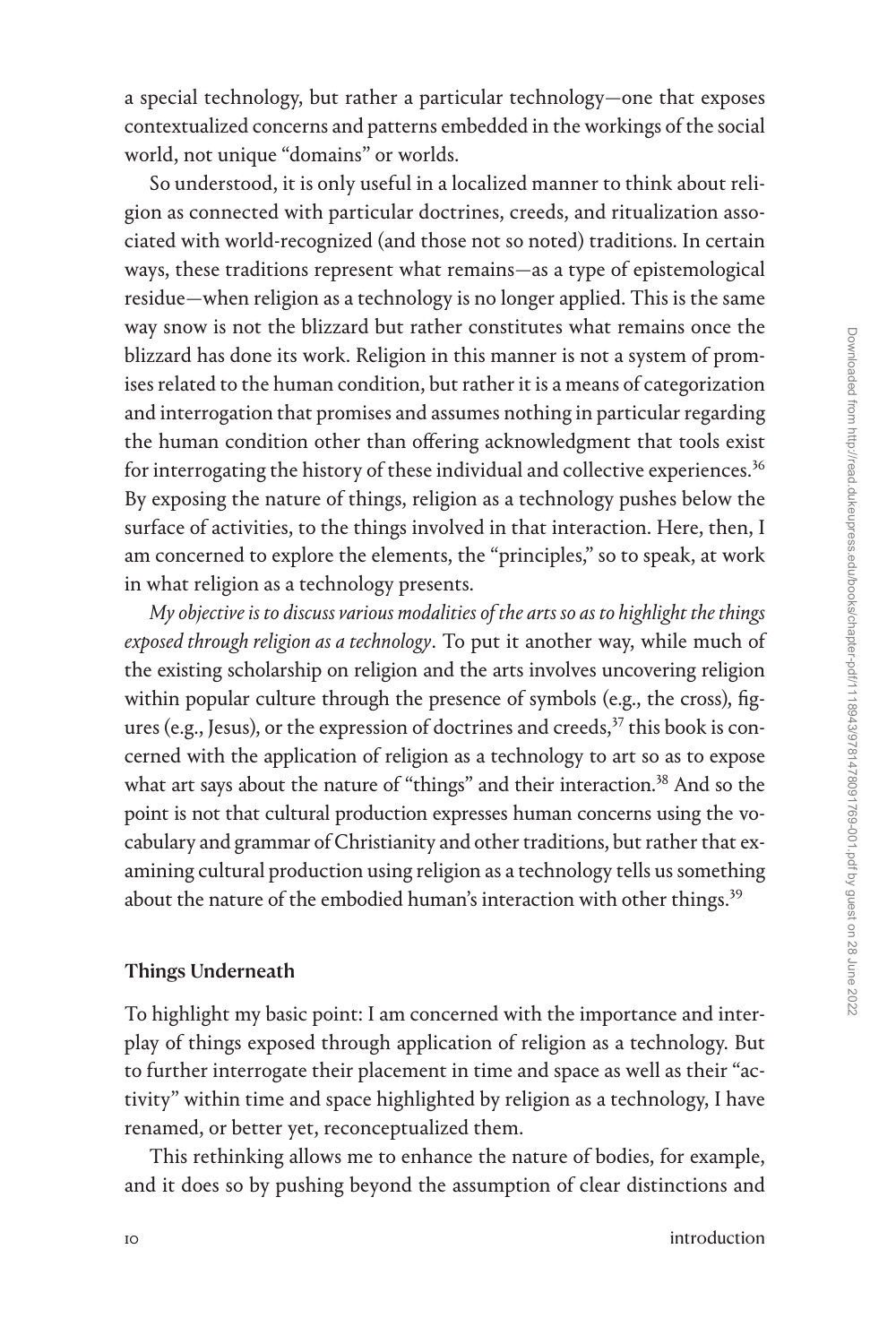a special technology, but rather a particular technology—one that exposes contextualized concerns and patterns embedded in the workings of the social world, not unique "domains" or worlds.

So understood, it is only useful in a localized manner to think about religion as connected with particular doctrines, creeds, and ritualization associated with world-recognized (and those not so noted) traditions. In certain ways, these traditions represent what remains—as a type of epistemological residue—when religion as a technology is no longer applied. This is the same way snow is not the blizzard but rather constitutes what remains once the blizzard has done its work. Religion in this manner is not a system of promises related to the human condition, but rather it is a means of categorization and interrogation that promises and assumes nothing in particular regarding the human condition other than offering acknowledgment that tools exist for interrogating the history of these individual and collective experiences.[36] By exposing the nature of things, religion as a technology pushes below the surface of activities, to the things involved in that interaction. Here, then, I am concerned to explore the elements, the "principles," so to speak, at work in what religion as a technology presents.

*My objective is to discuss various modalities of the arts so as to highlight the things exposed through religion as a technology*. To put it another way, while much of the existing scholarship on religion and the arts involves uncovering religion within popular culture through the presence of symbols (e.g., the cross), figures (e.g., Jesus), or the expression of doctrines and creeds,[37] this book is concerned with the application of religion as a technology to art so as to expose what art says about the nature of "things" and their interaction.[38] And so the point is not that cultural production expresses human concerns using the vocabulary and grammar of Christianity and other traditions, but rather that examining cultural production using religion as a technology tells us something about the nature of the embodied human's interaction with other things.[39]

## Things Underneath

To highlight my basic point: I am concerned with the importance and interplay of things exposed through application of religion as a technology. But to further interrogate their placement in time and space as well as their "activity" within time and space highlighted by religion as a technology, I have renamed, or better yet, reconceptualized them.

This rethinking allows me to enhance the nature of bodies, for example, and it does so by pushing beyond the assumption of clear distinctions and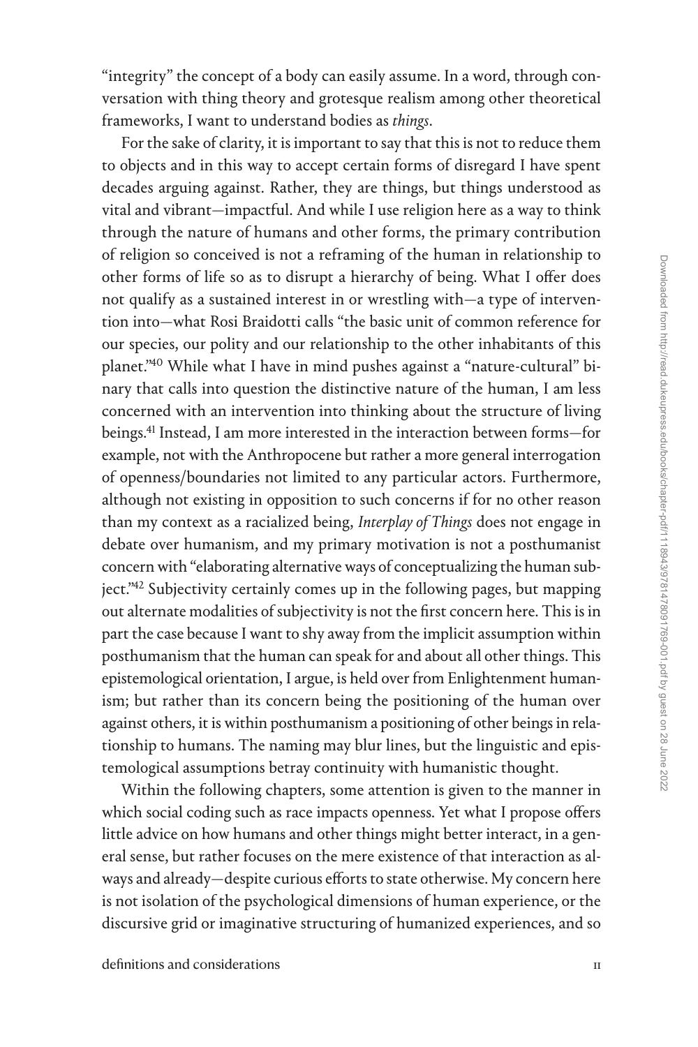"integrity" the concept of a body can easily assume. In a word, through conversation with thing theory and grotesque realism among other theoretical frameworks, I want to understand bodies as *things*.

For the sake of clarity, it is important to say that this is not to reduce them to objects and in this way to accept certain forms of disregard I have spent decades arguing against. Rather, they are things, but things understood as vital and vibrant—impactful. And while I use religion here as a way to think through the nature of humans and other forms, the primary contribution of religion so conceived is not a reframing of the human in relationship to other forms of life so as to disrupt a hierarchy of being. What I offer does not qualify as a sustained interest in or wrestling with—a type of intervention into—what Rosi Braidotti calls "the basic unit of common reference for our species, our polity and our relationship to the other inhabitants of this planet."[40] While what I have in mind pushes against a "nature-cultural" binary that calls into question the distinctive nature of the human, I am less concerned with an intervention into thinking about the structure of living beings.[41] Instead, I am more interested in the interaction between forms—for example, not with the Anthropocene but rather a more general interrogation of openness/boundaries not limited to any particular actors. Furthermore, although not existing in opposition to such concerns if for no other reason than my context as a racialized being, *Interplay of Things* does not engage in debate over humanism, and my primary motivation is not a posthumanist concern with "elaborating alternative ways of conceptualizing the human subject."[42] Subjectivity certainly comes up in the following pages, but mapping out alternate modalities of subjectivity is not the first concern here. This is in part the case because I want to shy away from the implicit assumption within posthumanism that the human can speak for and about all other things. This epistemological orientation, I argue, is held over from Enlightenment humanism; but rather than its concern being the positioning of the human over against others, it is within posthumanism a positioning of other beings in relationship to humans. The naming may blur lines, but the linguistic and epistemological assumptions betray continuity with humanistic thought.

Within the following chapters, some attention is given to the manner in which social coding such as race impacts openness. Yet what I propose offers little advice on how humans and other things might better interact, in a general sense, but rather focuses on the mere existence of that interaction as always and already—despite curious efforts to state otherwise. My concern here is not isolation of the psychological dimensions of human experience, or the discursive grid or imaginative structuring of humanized experiences, and so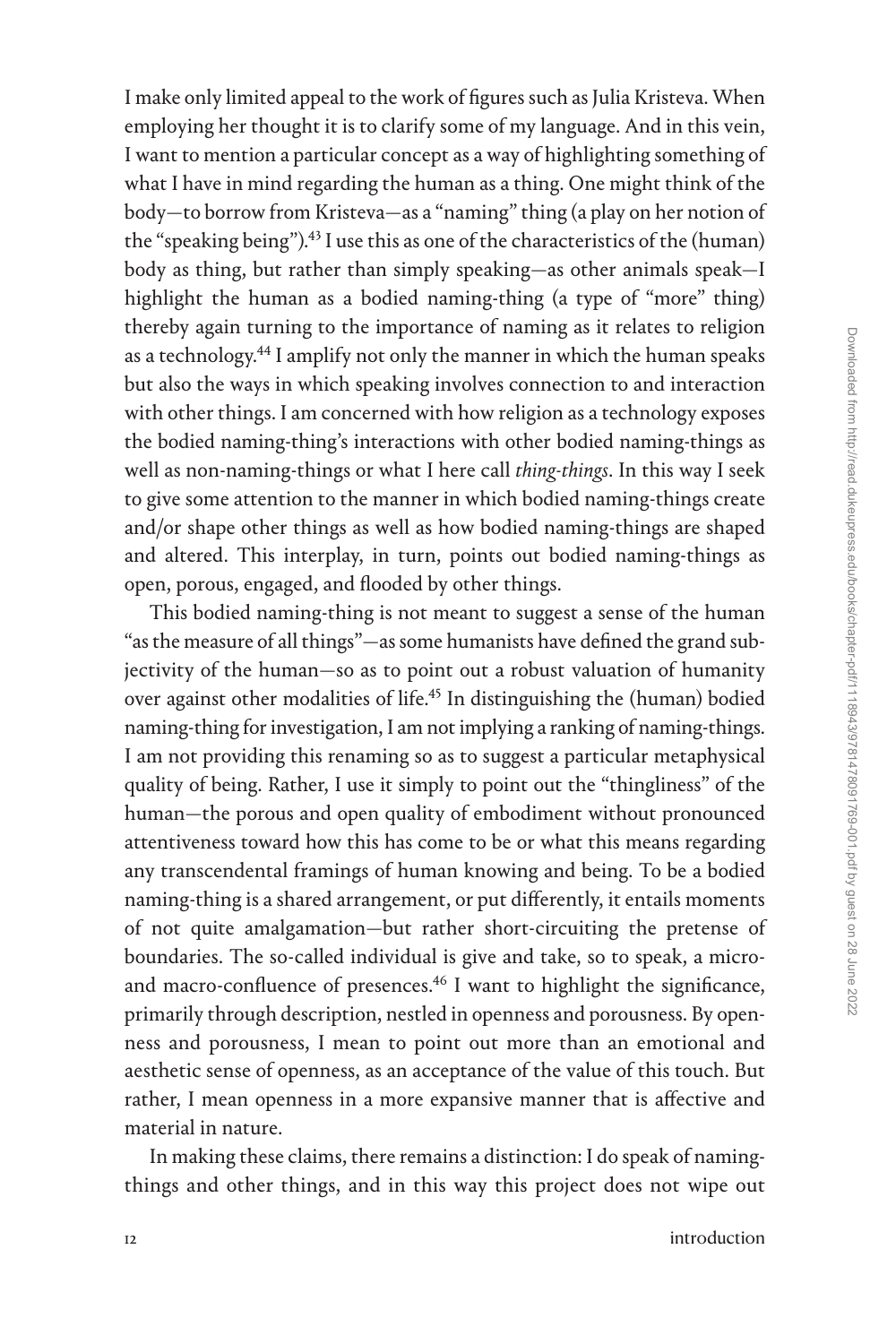I make only limited appeal to the work of figures such as Julia Kristeva. When employing her thought it is to clarify some of my language. And in this vein, I want to mention a particular concept as a way of highlighting something of what I have in mind regarding the human as a thing. One might think of the body—to borrow from Kristeva—as a "naming" thing (a play on her notion of the "speaking being").[43] I use this as one of the characteristics of the (human) body as thing, but rather than simply speaking—as other animals speak—I highlight the human as a bodied naming-thing (a type of "more" thing) thereby again turning to the importance of naming as it relates to religion as a technology.[44] I amplify not only the manner in which the human speaks but also the ways in which speaking involves connection to and interaction with other things. I am concerned with how religion as a technology exposes the bodied naming-thing's interactions with other bodied naming-things as well as non-naming-things or what I here call *thing-things*. In this way I seek to give some attention to the manner in which bodied naming-things create and/or shape other things as well as how bodied naming-things are shaped and altered. This interplay, in turn, points out bodied naming-things as open, porous, engaged, and flooded by other things.

This bodied naming-thing is not meant to suggest a sense of the human "as the measure of all things"—as some humanists have defined the grand subjectivity of the human—so as to point out a robust valuation of humanity over against other modalities of life.[45] In distinguishing the (human) bodied naming-thing for investigation, I am not implying a ranking of naming-things. I am not providing this renaming so as to suggest a particular metaphysical quality of being. Rather, I use it simply to point out the "thingliness" of the human—the porous and open quality of embodiment without pronounced attentiveness toward how this has come to be or what this means regarding any transcendental framings of human knowing and being. To be a bodied naming-thing is a shared arrangement, or put differently, it entails moments of not quite amalgamation—but rather short-circuiting the pretense of boundaries. The so-called individual is give and take, so to speak, a micro- and macro-confluence of presences.[46] I want to highlight the significance, primarily through description, nestled in openness and porousness. By openness and porousness, I mean to point out more than an emotional and aesthetic sense of openness, as an acceptance of the value of this touch. But rather, I mean openness in a more expansive manner that is affective and material in nature.

In making these claims, there remains a distinction: I do speak of naming-things and other things, and in this way this project does not wipe out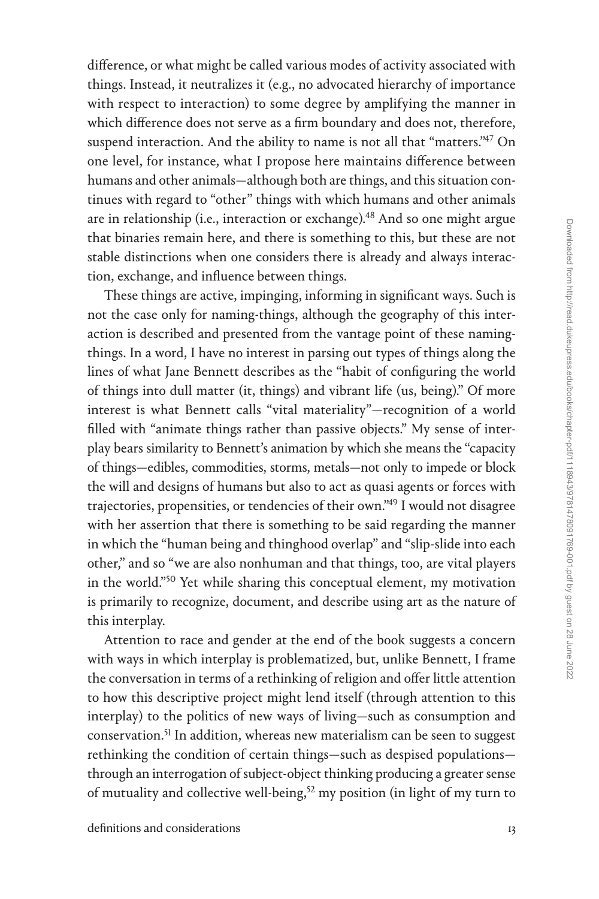difference, or what might be called various modes of activity associated with things. Instead, it neutralizes it (e.g., no advocated hierarchy of importance with respect to interaction) to some degree by amplifying the manner in which difference does not serve as a firm boundary and does not, therefore, suspend interaction. And the ability to name is not all that "matters."[47] On one level, for instance, what I propose here maintains difference between humans and other animals—although both are things, and this situation continues with regard to "other" things with which humans and other animals are in relationship (i.e., interaction or exchange).[48] And so one might argue that binaries remain here, and there is something to this, but these are not stable distinctions when one considers there is already and always interaction, exchange, and influence between things.

These things are active, impinging, informing in significant ways. Such is not the case only for naming-things, although the geography of this interaction is described and presented from the vantage point of these naming-things. In a word, I have no interest in parsing out types of things along the lines of what Jane Bennett describes as the "habit of configuring the world of things into dull matter (it, things) and vibrant life (us, being)." Of more interest is what Bennett calls "vital materiality"—recognition of a world filled with "animate things rather than passive objects." My sense of interplay bears similarity to Bennett's animation by which she means the "capacity of things—edibles, commodities, storms, metals—not only to impede or block the will and designs of humans but also to act as quasi agents or forces with trajectories, propensities, or tendencies of their own."[49] I would not disagree with her assertion that there is something to be said regarding the manner in which the "human being and thinghood overlap" and "slip-slide into each other," and so "we are also nonhuman and that things, too, are vital players in the world."[50] Yet while sharing this conceptual element, my motivation is primarily to recognize, document, and describe using art as the nature of this interplay.

Attention to race and gender at the end of the book suggests a concern with ways in which interplay is problematized, but, unlike Bennett, I frame the conversation in terms of a rethinking of religion and offer little attention to how this descriptive project might lend itself (through attention to this interplay) to the politics of new ways of living—such as consumption and conservation.[51] In addition, whereas new materialism can be seen to suggest rethinking the condition of certain things—such as despised populations—through an interrogation of subject-object thinking producing a greater sense of mutuality and collective well-being,[52] my position (in light of my turn to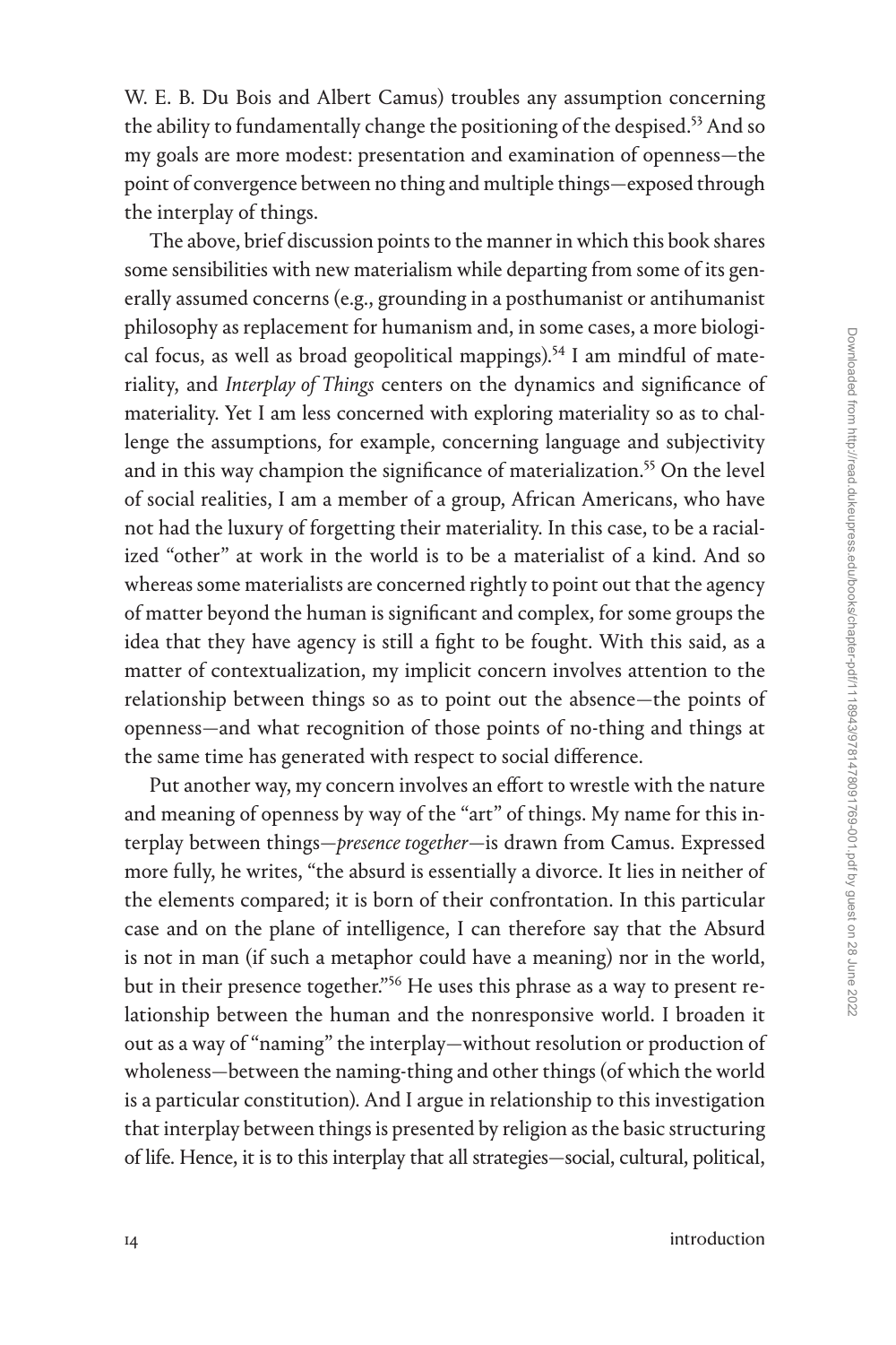W. E. B. Du Bois and Albert Camus) troubles any assumption concerning the ability to fundamentally change the positioning of the despised.[53] And so my goals are more modest: presentation and examination of openness—the point of convergence between no thing and multiple things—exposed through the interplay of things.

The above, brief discussion points to the manner in which this book shares some sensibilities with new materialism while departing from some of its generally assumed concerns (e.g., grounding in a posthumanist or antihumanist philosophy as replacement for humanism and, in some cases, a more biological focus, as well as broad geopolitical mappings).[54] I am mindful of materiality, and *Interplay of Things* centers on the dynamics and significance of materiality. Yet I am less concerned with exploring materiality so as to challenge the assumptions, for example, concerning language and subjectivity and in this way champion the significance of materialization.[55] On the level of social realities, I am a member of a group, African Americans, who have not had the luxury of forgetting their materiality. In this case, to be a racialized "other" at work in the world is to be a materialist of a kind. And so whereas some materialists are concerned rightly to point out that the agency of matter beyond the human is significant and complex, for some groups the idea that they have agency is still a fight to be fought. With this said, as a matter of contextualization, my implicit concern involves attention to the relationship between things so as to point out the absence—the points of openness—and what recognition of those points of no-thing and things at the same time has generated with respect to social difference.

Put another way, my concern involves an effort to wrestle with the nature and meaning of openness by way of the "art" of things. My name for this interplay between things—*presence together*—is drawn from Camus. Expressed more fully, he writes, "the absurd is essentially a divorce. It lies in neither of the elements compared; it is born of their confrontation. In this particular case and on the plane of intelligence, I can therefore say that the Absurd is not in man (if such a metaphor could have a meaning) nor in the world, but in their presence together."[56] He uses this phrase as a way to present relationship between the human and the nonresponsive world. I broaden it out as a way of "naming" the interplay—without resolution or production of wholeness—between the naming-thing and other things (of which the world is a particular constitution). And I argue in relationship to this investigation that interplay between things is presented by religion as the basic structuring of life. Hence, it is to this interplay that all strategies—social, cultural, political,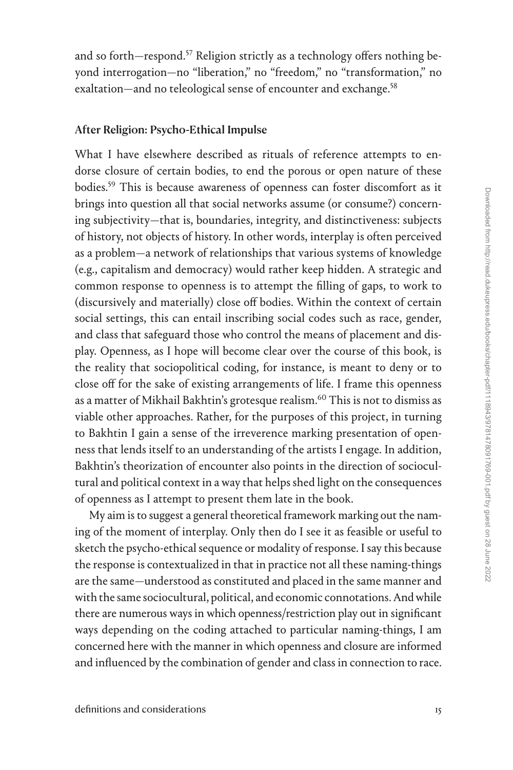and so forth—respond.[57] Religion strictly as a technology offers nothing beyond interrogation—no "liberation," no "freedom," no "transformation," no exaltation—and no teleological sense of encounter and exchange.[58]

## After Religion: Psycho-Ethical Impulse

What I have elsewhere described as rituals of reference attempts to endorse closure of certain bodies, to end the porous or open nature of these bodies.[59] This is because awareness of openness can foster discomfort as it brings into question all that social networks assume (or consume?) concerning subjectivity—that is, boundaries, integrity, and distinctiveness: subjects of history, not objects of history. In other words, interplay is often perceived as a problem—a network of relationships that various systems of knowledge (e.g., capitalism and democracy) would rather keep hidden. A strategic and common response to openness is to attempt the filling of gaps, to work to (discursively and materially) close off bodies. Within the context of certain social settings, this can entail inscribing social codes such as race, gender, and class that safeguard those who control the means of placement and display. Openness, as I hope will become clear over the course of this book, is the reality that sociopolitical coding, for instance, is meant to deny or to close off for the sake of existing arrangements of life. I frame this openness as a matter of Mikhail Bakhtin's grotesque realism.[60] This is not to dismiss as viable other approaches. Rather, for the purposes of this project, in turning to Bakhtin I gain a sense of the irreverence marking presentation of openness that lends itself to an understanding of the artists I engage. In addition, Bakhtin's theorization of encounter also points in the direction of sociocultural and political context in a way that helps shed light on the consequences of openness as I attempt to present them late in the book.

My aim is to suggest a general theoretical framework marking out the naming of the moment of interplay. Only then do I see it as feasible or useful to sketch the psycho-ethical sequence or modality of response. I say this because the response is contextualized in that in practice not all these naming-things are the same—understood as constituted and placed in the same manner and with the same sociocultural, political, and economic connotations. And while there are numerous ways in which openness/restriction play out in significant ways depending on the coding attached to particular naming-things, I am concerned here with the manner in which openness and closure are informed and influenced by the combination of gender and class in connection to race.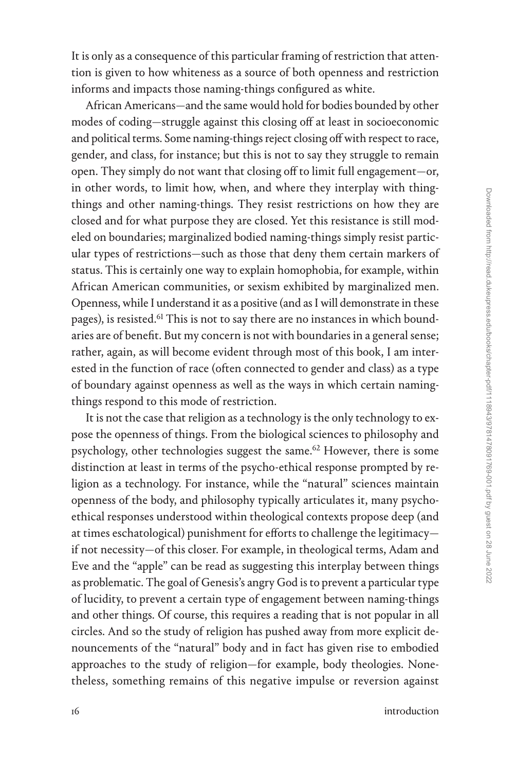It is only as a consequence of this particular framing of restriction that attention is given to how whiteness as a source of both openness and restriction informs and impacts those naming-things configured as white.

African Americans—and the same would hold for bodies bounded by other modes of coding—struggle against this closing off at least in socioeconomic and political terms. Some naming-things reject closing off with respect to race, gender, and class, for instance; but this is not to say they struggle to remain open. They simply do not want that closing off to limit full engagement—or, in other words, to limit how, when, and where they interplay with thing-things and other naming-things. They resist restrictions on how they are closed and for what purpose they are closed. Yet this resistance is still modeled on boundaries; marginalized bodied naming-things simply resist particular types of restrictions—such as those that deny them certain markers of status. This is certainly one way to explain homophobia, for example, within African American communities, or sexism exhibited by marginalized men. Openness, while I understand it as a positive (and as I will demonstrate in these pages), is resisted.[61] This is not to say there are no instances in which boundaries are of benefit. But my concern is not with boundaries in a general sense; rather, again, as will become evident through most of this book, I am interested in the function of race (often connected to gender and class) as a type of boundary against openness as well as the ways in which certain naming-things respond to this mode of restriction.

It is not the case that religion as a technology is the only technology to expose the openness of things. From the biological sciences to philosophy and psychology, other technologies suggest the same.[62] However, there is some distinction at least in terms of the psycho-ethical response prompted by religion as a technology. For instance, while the "natural" sciences maintain openness of the body, and philosophy typically articulates it, many psycho-ethical responses understood within theological contexts propose deep (and at times eschatological) punishment for efforts to challenge the legitimacy—if not necessity—of this closer. For example, in theological terms, Adam and Eve and the "apple" can be read as suggesting this interplay between things as problematic. The goal of Genesis's angry God is to prevent a particular type of lucidity, to prevent a certain type of engagement between naming-things and other things. Of course, this requires a reading that is not popular in all circles. And so the study of religion has pushed away from more explicit denouncements of the "natural" body and in fact has given rise to embodied approaches to the study of religion—for example, body theologies. Nonetheless, something remains of this negative impulse or reversion against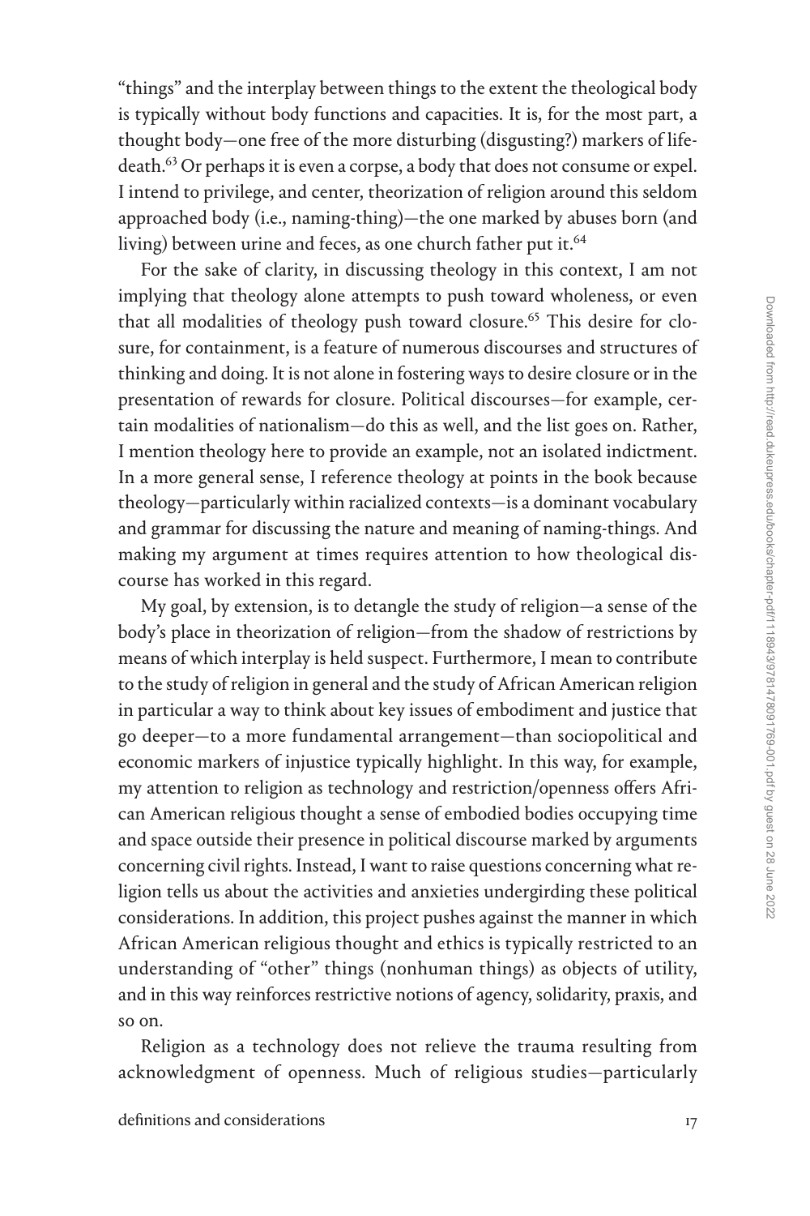"things" and the interplay between things to the extent the theological body is typically without body functions and capacities. It is, for the most part, a thought body—one free of the more disturbing (disgusting?) markers of life-death.[63] Or perhaps it is even a corpse, a body that does not consume or expel. I intend to privilege, and center, theorization of religion around this seldom approached body (i.e., naming-thing)—the one marked by abuses born (and living) between urine and feces, as one church father put it.[64]

For the sake of clarity, in discussing theology in this context, I am not implying that theology alone attempts to push toward wholeness, or even that all modalities of theology push toward closure.[65] This desire for closure, for containment, is a feature of numerous discourses and structures of thinking and doing. It is not alone in fostering ways to desire closure or in the presentation of rewards for closure. Political discourses—for example, certain modalities of nationalism—do this as well, and the list goes on. Rather, I mention theology here to provide an example, not an isolated indictment. In a more general sense, I reference theology at points in the book because theology—particularly within racialized contexts—is a dominant vocabulary and grammar for discussing the nature and meaning of naming-things. And making my argument at times requires attention to how theological discourse has worked in this regard.

My goal, by extension, is to detangle the study of religion—a sense of the body's place in theorization of religion—from the shadow of restrictions by means of which interplay is held suspect. Furthermore, I mean to contribute to the study of religion in general and the study of African American religion in particular a way to think about key issues of embodiment and justice that go deeper—to a more fundamental arrangement—than sociopolitical and economic markers of injustice typically highlight. In this way, for example, my attention to religion as technology and restriction/openness offers African American religious thought a sense of embodied bodies occupying time and space outside their presence in political discourse marked by arguments concerning civil rights. Instead, I want to raise questions concerning what religion tells us about the activities and anxieties undergirding these political considerations. In addition, this project pushes against the manner in which African American religious thought and ethics is typically restricted to an understanding of "other" things (nonhuman things) as objects of utility, and in this way reinforces restrictive notions of agency, solidarity, praxis, and so on.

Religion as a technology does not relieve the trauma resulting from acknowledgment of openness. Much of religious studies—particularly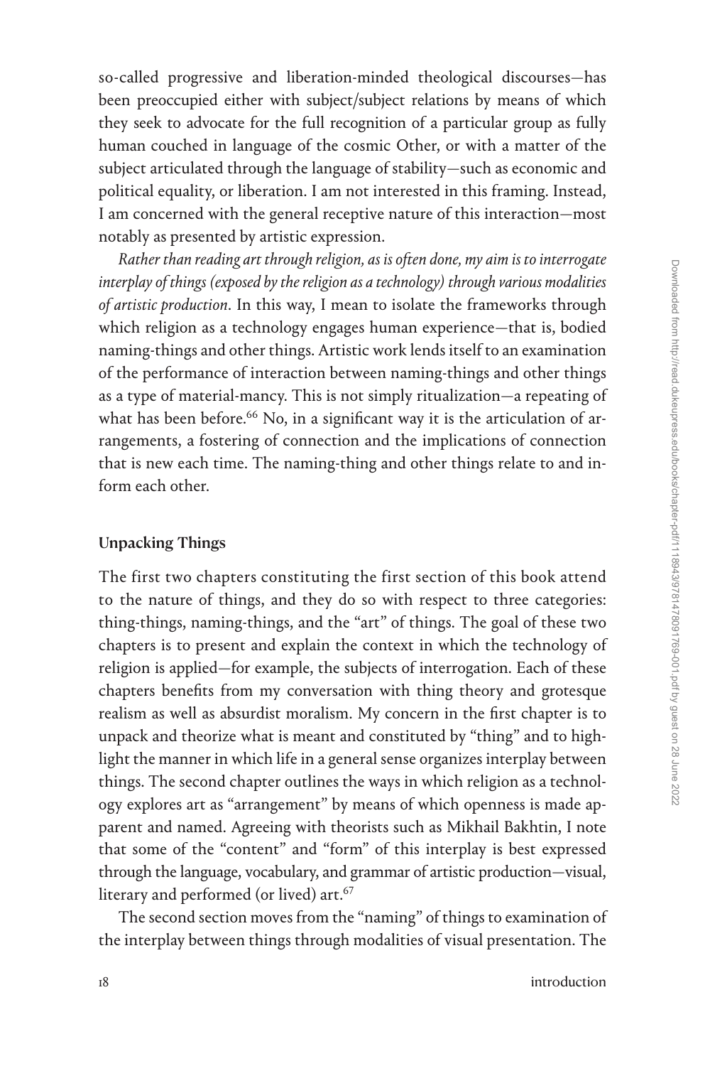so-called progressive and liberation-minded theological discourses—has been preoccupied either with subject/subject relations by means of which they seek to advocate for the full recognition of a particular group as fully human couched in language of the cosmic Other, or with a matter of the subject articulated through the language of stability—such as economic and political equality, or liberation. I am not interested in this framing. Instead, I am concerned with the general receptive nature of this interaction—most notably as presented by artistic expression.

*Rather than reading art through religion, as is often done, my aim is to interrogate interplay of things (exposed by the religion as a technology) through various modalities of artistic production*. In this way, I mean to isolate the frameworks through which religion as a technology engages human experience—that is, bodied naming-things and other things. Artistic work lends itself to an examination of the performance of interaction between naming-things and other things as a type of material-mancy. This is not simply ritualization—a repeating of what has been before.[66] No, in a significant way it is the articulation of arrangements, a fostering of connection and the implications of connection that is new each time. The naming-thing and other things relate to and inform each other.

## Unpacking Things

The first two chapters constituting the first section of this book attend to the nature of things, and they do so with respect to three categories: thing-things, naming-things, and the "art" of things. The goal of these two chapters is to present and explain the context in which the technology of religion is applied—for example, the subjects of interrogation. Each of these chapters benefits from my conversation with thing theory and grotesque realism as well as absurdist moralism. My concern in the first chapter is to unpack and theorize what is meant and constituted by "thing" and to highlight the manner in which life in a general sense organizes interplay between things. The second chapter outlines the ways in which religion as a technology explores art as "arrangement" by means of which openness is made apparent and named. Agreeing with theorists such as Mikhail Bakhtin, I note that some of the "content" and "form" of this interplay is best expressed through the language, vocabulary, and grammar of artistic production—visual, literary and performed (or lived) art.[67]

The second section moves from the "naming" of things to examination of the interplay between things through modalities of visual presentation. The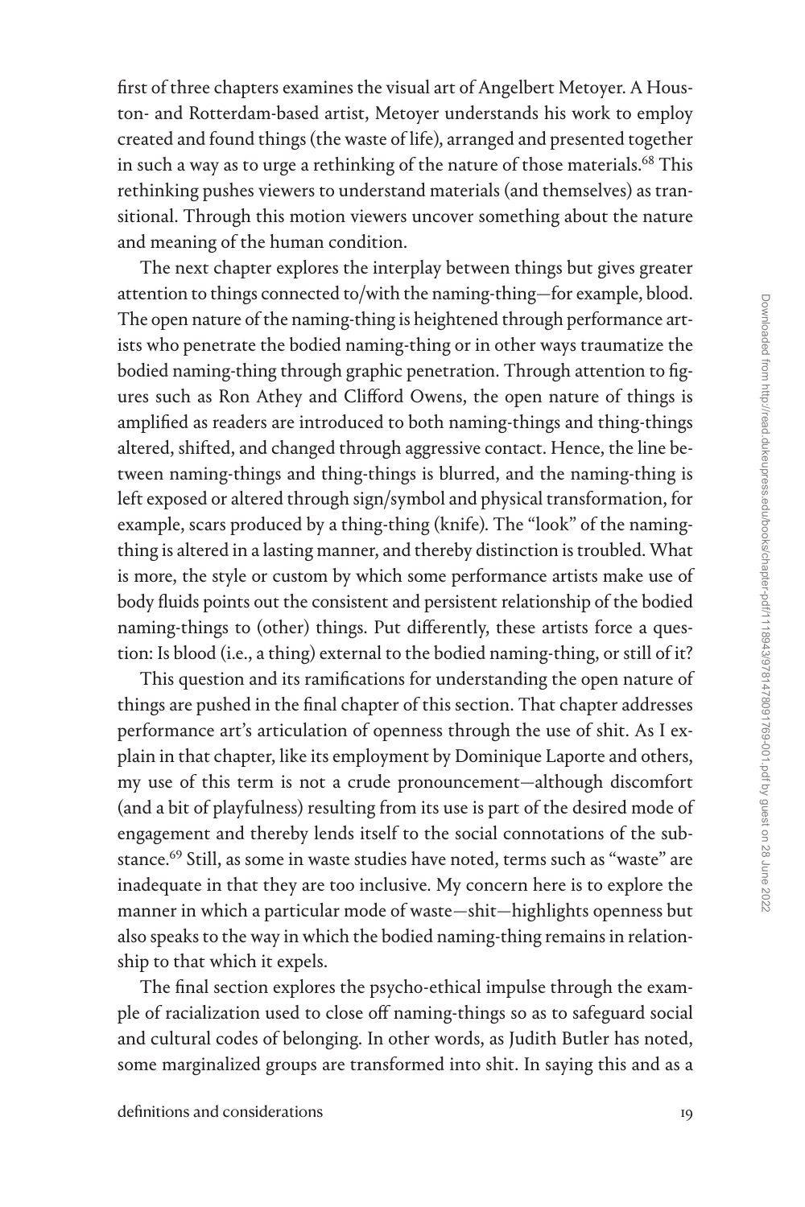first of three chapters examines the visual art of Angelbert Metoyer. A Houston- and Rotterdam-based artist, Metoyer understands his work to employ created and found things (the waste of life), arranged and presented together in such a way as to urge a rethinking of the nature of those materials.[68] This rethinking pushes viewers to understand materials (and themselves) as transitional. Through this motion viewers uncover something about the nature and meaning of the human condition.

The next chapter explores the interplay between things but gives greater attention to things connected to/with the naming-thing—for example, blood. The open nature of the naming-thing is heightened through performance artists who penetrate the bodied naming-thing or in other ways traumatize the bodied naming-thing through graphic penetration. Through attention to figures such as Ron Athey and Clifford Owens, the open nature of things is amplified as readers are introduced to both naming-things and thing-things altered, shifted, and changed through aggressive contact. Hence, the line between naming-things and thing-things is blurred, and the naming-thing is left exposed or altered through sign/symbol and physical transformation, for example, scars produced by a thing-thing (knife). The "look" of the naming-thing is altered in a lasting manner, and thereby distinction is troubled. What is more, the style or custom by which some performance artists make use of body fluids points out the consistent and persistent relationship of the bodied naming-things to (other) things. Put differently, these artists force a question: Is blood (i.e., a thing) external to the bodied naming-thing, or still of it?

This question and its ramifications for understanding the open nature of things are pushed in the final chapter of this section. That chapter addresses performance art's articulation of openness through the use of shit. As I explain in that chapter, like its employment by Dominique Laporte and others, my use of this term is not a crude pronouncement—although discomfort (and a bit of playfulness) resulting from its use is part of the desired mode of engagement and thereby lends itself to the social connotations of the substance.[69] Still, as some in waste studies have noted, terms such as "waste" are inadequate in that they are too inclusive. My concern here is to explore the manner in which a particular mode of waste—shit—highlights openness but also speaks to the way in which the bodied naming-thing remains in relationship to that which it expels.

The final section explores the psycho-ethical impulse through the example of racialization used to close off naming-things so as to safeguard social and cultural codes of belonging. In other words, as Judith Butler has noted, some marginalized groups are transformed into shit. In saying this and as a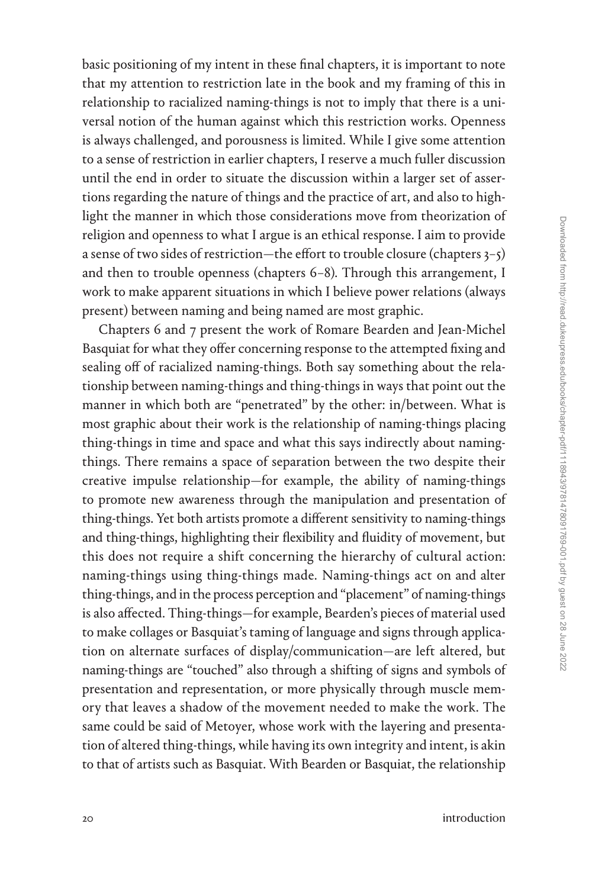basic positioning of my intent in these final chapters, it is important to note that my attention to restriction late in the book and my framing of this in relationship to racialized naming-things is not to imply that there is a universal notion of the human against which this restriction works. Openness is always challenged, and porousness is limited. While I give some attention to a sense of restriction in earlier chapters, I reserve a much fuller discussion until the end in order to situate the discussion within a larger set of assertions regarding the nature of things and the practice of art, and also to highlight the manner in which those considerations move from theorization of religion and openness to what I argue is an ethical response. I aim to provide a sense of two sides of restriction—the effort to trouble closure (chapters 3–5) and then to trouble openness (chapters 6–8). Through this arrangement, I work to make apparent situations in which I believe power relations (always present) between naming and being named are most graphic.

Chapters 6 and 7 present the work of Romare Bearden and Jean-Michel Basquiat for what they offer concerning response to the attempted fixing and sealing off of racialized naming-things. Both say something about the relationship between naming-things and thing-things in ways that point out the manner in which both are "penetrated" by the other: in/between. What is most graphic about their work is the relationship of naming-things placing thing-things in time and space and what this says indirectly about naming-things. There remains a space of separation between the two despite their creative impulse relationship—for example, the ability of naming-things to promote new awareness through the manipulation and presentation of thing-things. Yet both artists promote a different sensitivity to naming-things and thing-things, highlighting their flexibility and fluidity of movement, but this does not require a shift concerning the hierarchy of cultural action: naming-things using thing-things made. Naming-things act on and alter thing-things, and in the process perception and "placement" of naming-things is also affected. Thing-things—for example, Bearden's pieces of material used to make collages or Basquiat's taming of language and signs through application on alternate surfaces of display/communication—are left altered, but naming-things are "touched" also through a shifting of signs and symbols of presentation and representation, or more physically through muscle memory that leaves a shadow of the movement needed to make the work. The same could be said of Metoyer, whose work with the layering and presentation of altered thing-things, while having its own integrity and intent, is akin to that of artists such as Basquiat. With Bearden or Basquiat, the relationship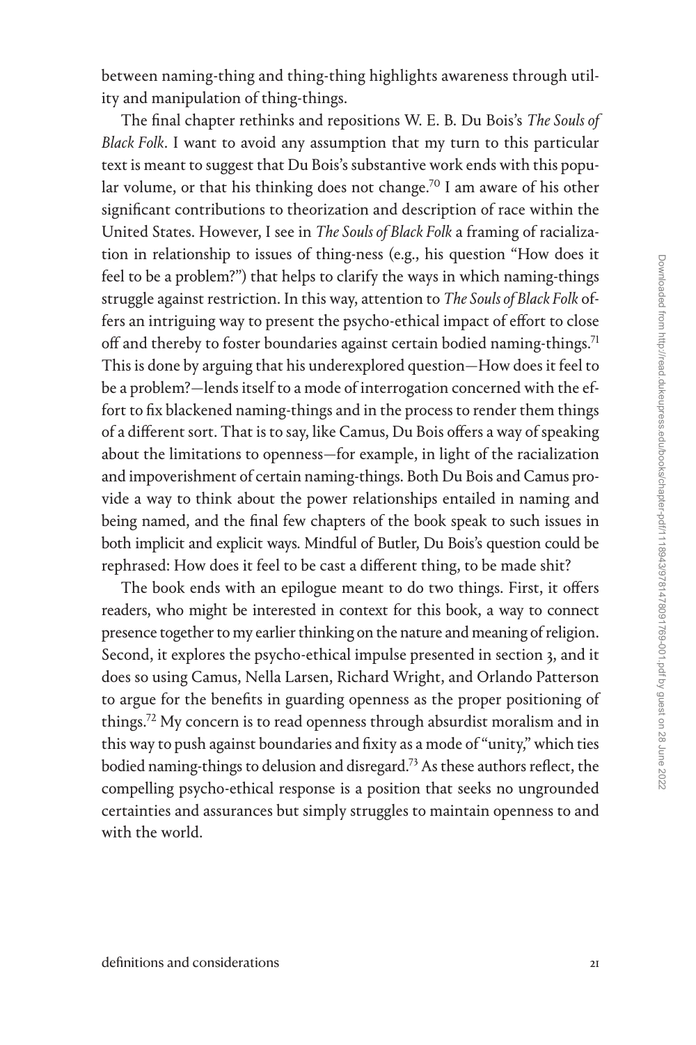between naming-thing and thing-thing highlights awareness through utility and manipulation of thing-things.

The final chapter rethinks and repositions W. E. B. Du Bois's *The Souls of Black Folk*. I want to avoid any assumption that my turn to this particular text is meant to suggest that Du Bois's substantive work ends with this popular volume, or that his thinking does not change.[70] I am aware of his other significant contributions to theorization and description of race within the United States. However, I see in *The Souls of Black Folk* a framing of racialization in relationship to issues of thing-ness (e.g., his question "How does it feel to be a problem?") that helps to clarify the ways in which naming-things struggle against restriction. In this way, attention to *The Souls of Black Folk* offers an intriguing way to present the psycho-ethical impact of effort to close off and thereby to foster boundaries against certain bodied naming-things.[71] This is done by arguing that his underexplored question—How does it feel to be a problem?—lends itself to a mode of interrogation concerned with the effort to fix blackened naming-things and in the process to render them things of a different sort. That is to say, like Camus, Du Bois offers a way of speaking about the limitations to openness—for example, in light of the racialization and impoverishment of certain naming-things. Both Du Bois and Camus provide a way to think about the power relationships entailed in naming and being named, and the final few chapters of the book speak to such issues in both implicit and explicit ways. Mindful of Butler, Du Bois's question could be rephrased: How does it feel to be cast a different thing, to be made shit?

The book ends with an epilogue meant to do two things. First, it offers readers, who might be interested in context for this book, a way to connect presence together to my earlier thinking on the nature and meaning of religion. Second, it explores the psycho-ethical impulse presented in section 3, and it does so using Camus, Nella Larsen, Richard Wright, and Orlando Patterson to argue for the benefits in guarding openness as the proper positioning of things.[72] My concern is to read openness through absurdist moralism and in this way to push against boundaries and fixity as a mode of "unity," which ties bodied naming-things to delusion and disregard.[73] As these authors reflect, the compelling psycho-ethical response is a position that seeks no ungrounded certainties and assurances but simply struggles to maintain openness to and with the world.